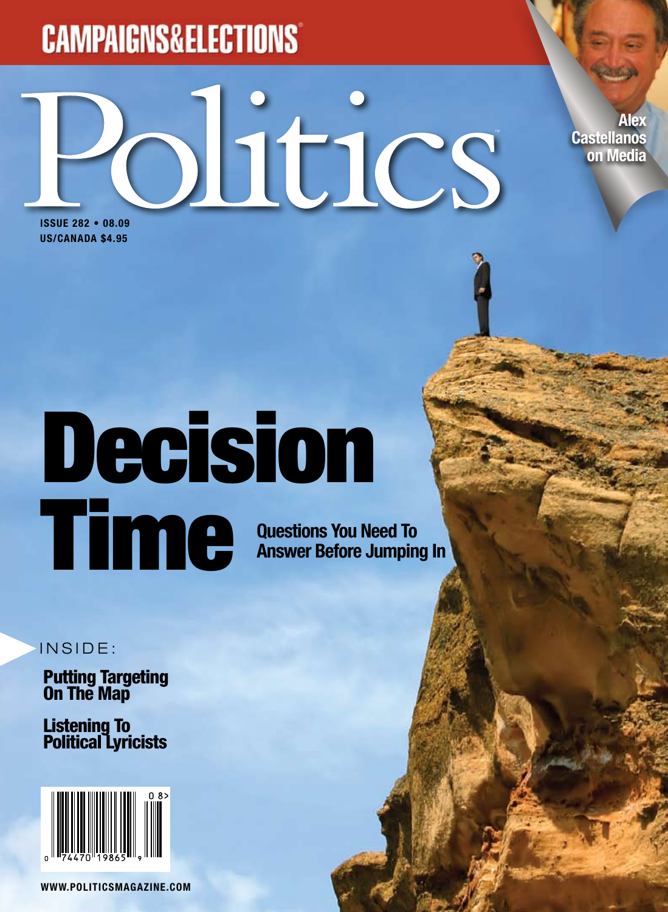CAMPAIGNS&ELECTIONS

# Politics

ISSUE 282 • 08.09
US/CANADA $4.95

Alex Castellanos on Media

# Decision Time

**Questions You Need To Answer Before Jumping In**

INSIDE:

**Putting Targeting On The Map**

**Listening To Political Lyricists**

WWW.POLITICSMAGAZINE.COM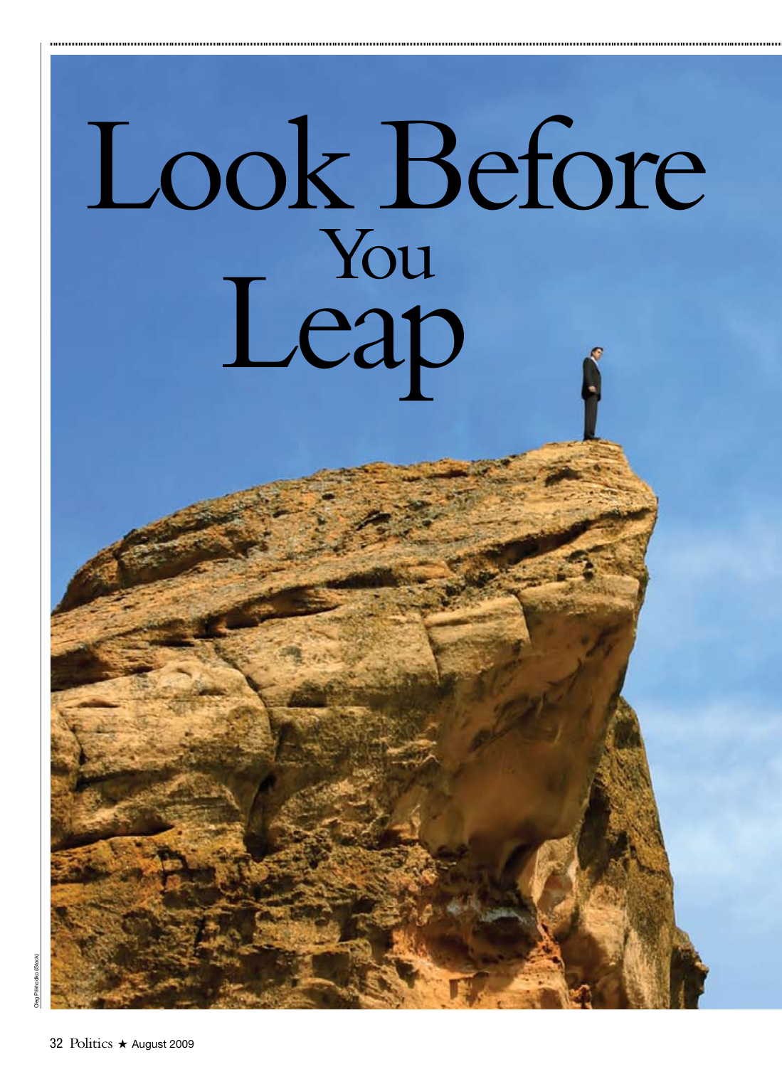# Look Before You Leap

Oleg Prikhodko (iStock)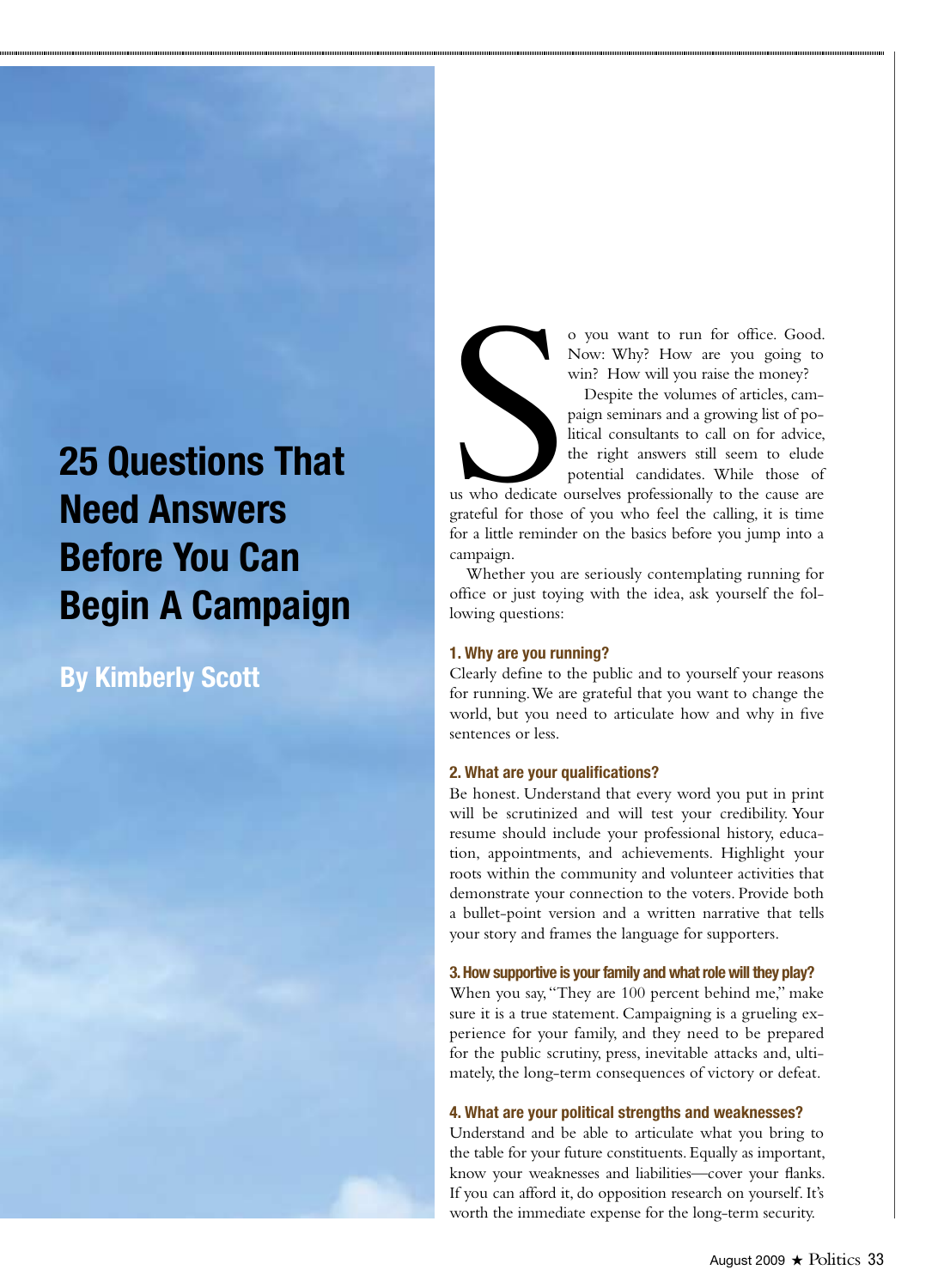# 25 Questions That Need Answers Before You Can Begin A Campaign

## By Kimberly Scott

So you want to run for office. Good. Now: Why? How are you going to win? How will you raise the money?

Despite the volumes of articles, campaign seminars and a growing list of political consultants to call on for advice, the right answers still seem to elude potential candidates. While those of us who dedicate ourselves professionally to the cause are grateful for those of you who feel the calling, it is time for a little reminder on the basics before you jump into a campaign.

Whether you are seriously contemplating running for office or just toying with the idea, ask yourself the following questions:

### 1. Why are you running?

Clearly define to the public and to yourself your reasons for running. We are grateful that you want to change the world, but you need to articulate how and why in five sentences or less.

### 2. What are your qualifications?

Be honest. Understand that every word you put in print will be scrutinized and will test your credibility. Your resume should include your professional history, education, appointments, and achievements. Highlight your roots within the community and volunteer activities that demonstrate your connection to the voters. Provide both a bullet-point version and a written narrative that tells your story and frames the language for supporters.

### 3. How supportive is your family and what role will they play?

When you say, "They are 100 percent behind me," make sure it is a true statement. Campaigning is a grueling experience for your family, and they need to be prepared for the public scrutiny, press, inevitable attacks and, ultimately, the long-term consequences of victory or defeat.

### 4. What are your political strengths and weaknesses?

Understand and be able to articulate what you bring to the table for your future constituents. Equally as important, know your weaknesses and liabilities—cover your flanks. If you can afford it, do opposition research on yourself. It's worth the immediate expense for the long-term security.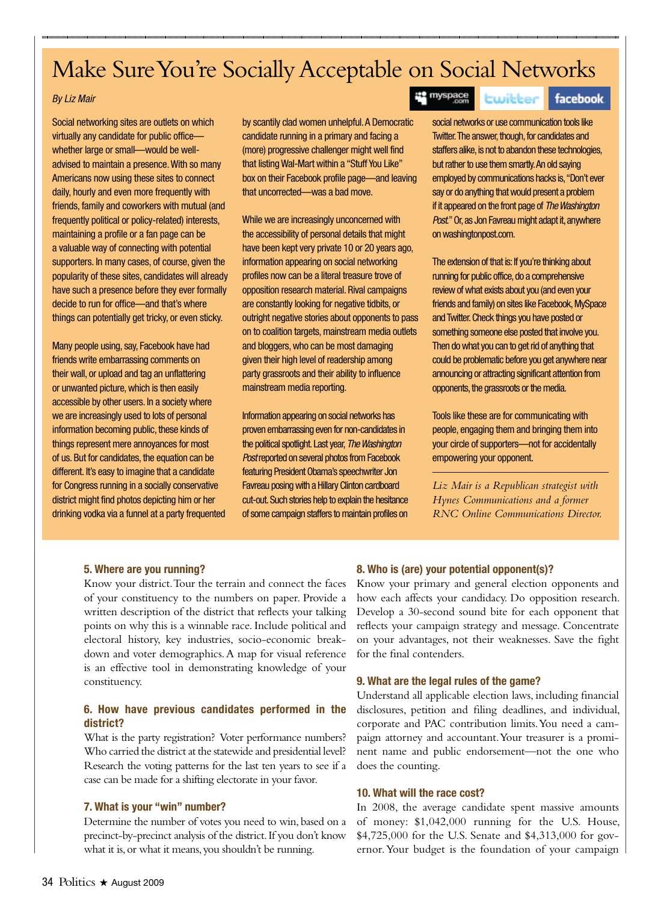# Make Sure You're Socially Acceptable on Social Networks

*By Liz Mair*

Social networking sites are outlets on which virtually any candidate for public office—whether large or small—would be well-advised to maintain a presence. With so many Americans now using these sites to connect daily, hourly and even more frequently with friends, family and coworkers with mutual (and frequently political or policy-related) interests, maintaining a profile or a fan page can be a valuable way of connecting with potential supporters. In many cases, of course, given the popularity of these sites, candidates will already have such a presence before they ever formally decide to run for office—and that's where things can potentially get tricky, or even sticky.

Many people using, say, Facebook have had friends write embarrassing comments on their wall, or upload and tag an unflattering or unwanted picture, which is then easily accessible by other users. In a society where we are increasingly used to lots of personal information becoming public, these kinds of things represent mere annoyances for most of us. But for candidates, the equation can be different. It's easy to imagine that a candidate for Congress running in a socially conservative district might find photos depicting him or her drinking vodka via a funnel at a party frequented by scantily clad women unhelpful. A Democratic candidate running in a primary and facing a (more) progressive challenger might well find that listing Wal-Mart within a "Stuff You Like" box on their Facebook profile page—and leaving that uncorrected—was a bad move.

While we are increasingly unconcerned with the accessibility of personal details that might have been kept very private 10 or 20 years ago, information appearing on social networking profiles now can be a literal treasure trove of opposition research material. Rival campaigns are constantly looking for negative tidbits, or outright negative stories about opponents to pass on to coalition targets, mainstream media outlets and bloggers, who can be most damaging given their high level of readership among party grassroots and their ability to influence mainstream media reporting.

Information appearing on social networks has proven embarrassing even for non-candidates in the political spotlight. Last year, *The Washington Post* reported on several photos from Facebook featuring President Obama's speechwriter Jon Favreau posing with a Hillary Clinton cardboard cut-out. Such stories help to explain the hesitance of some campaign staffers to maintain profiles on social networks or use communication tools like Twitter. The answer, though, for candidates and staffers alike, is not to abandon these technologies, but rather to use them smartly. An old saying employed by communications hacks is, "Don't ever say or do anything that would present a problem if it appeared on the front page of *The Washington Post*." Or, as Jon Favreau might adapt it, anywhere on washingtonpost.com.

The extension of that is: If you're thinking about running for public office, do a comprehensive review of what exists about you (and even your friends and family) on sites like Facebook, MySpace and Twitter. Check things you have posted or something someone else posted that involve you. Then do what you can to get rid of anything that could be problematic before you get anywhere near announcing or attracting significant attention from opponents, the grassroots or the media.

Tools like these are for communicating with people, engaging them and bringing them into your circle of supporters—not for accidentally empowering your opponent.

---

*Liz Mair is a Republican strategist with Hynes Communications and a former RNC Online Communications Director.*

### 5. Where are you running?

Know your district. Tour the terrain and connect the faces of your constituency to the numbers on paper. Provide a written description of the district that reflects your talking points on why this is a winnable race. Include political and electoral history, key industries, socio-economic breakdown and voter demographics. A map for visual reference is an effective tool in demonstrating knowledge of your constituency.

### 6. How have previous candidates performed in the district?

What is the party registration? Voter performance numbers? Who carried the district at the statewide and presidential level? Research the voting patterns for the last ten years to see if a case can be made for a shifting electorate in your favor.

### 7. What is your "win" number?

Determine the number of votes you need to win, based on a precinct-by-precinct analysis of the district. If you don't know what it is, or what it means, you shouldn't be running.

### 8. Who is (are) your potential opponent(s)?

Know your primary and general election opponents and how each affects your candidacy. Do opposition research. Develop a 30-second sound bite for each opponent that reflects your campaign strategy and message. Concentrate on your advantages, not their weaknesses. Save the fight for the final contenders.

### 9. What are the legal rules of the game?

Understand all applicable election laws, including financial disclosures, petition and filing deadlines, and individual, corporate and PAC contribution limits. You need a campaign attorney and accountant. Your treasurer is a prominent name and public endorsement—not the one who does the counting.

### 10. What will the race cost?

In 2008, the average candidate spent massive amounts of money: $1,042,000 running for the U.S. House, $4,725,000 for the U.S. Senate and $4,313,000 for governor. Your budget is the foundation of your campaign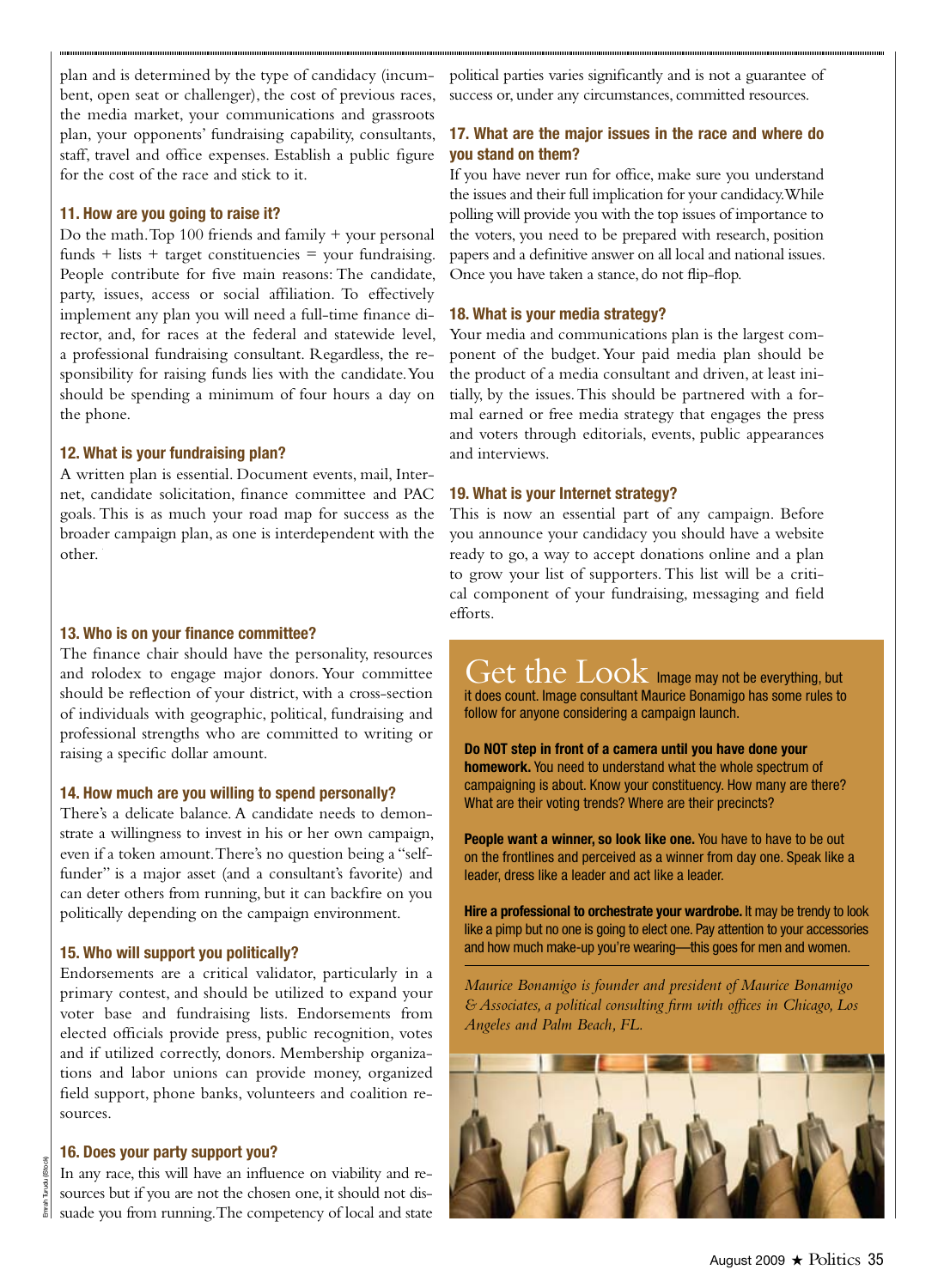plan and is determined by the type of candidacy (incumbent, open seat or challenger), the cost of previous races, the media market, your communications and grassroots plan, your opponents' fundraising capability, consultants, staff, travel and office expenses. Establish a public figure for the cost of the race and stick to it.

### 11. How are you going to raise it?

Do the math. Top 100 friends and family + your personal funds + lists + target constituencies = your fundraising. People contribute for five main reasons: The candidate, party, issues, access or social affiliation. To effectively implement any plan you will need a full-time finance director, and, for races at the federal and statewide level, a professional fundraising consultant. Regardless, the responsibility for raising funds lies with the candidate. You should be spending a minimum of four hours a day on the phone.

### 12. What is your fundraising plan?

A written plan is essential. Document events, mail, Internet, candidate solicitation, finance committee and PAC goals. This is as much your road map for success as the broader campaign plan, as one is interdependent with the other.

### 13. Who is on your finance committee?

The finance chair should have the personality, resources and rolodex to engage major donors. Your committee should be reflection of your district, with a cross-section of individuals with geographic, political, fundraising and professional strengths who are committed to writing or raising a specific dollar amount.

### 14. How much are you willing to spend personally?

There's a delicate balance. A candidate needs to demonstrate a willingness to invest in his or her own campaign, even if a token amount. There's no question being a "self-funder" is a major asset (and a consultant's favorite) and can deter others from running, but it can backfire on you politically depending on the campaign environment.

### 15. Who will support you politically?

Endorsements are a critical validator, particularly in a primary contest, and should be utilized to expand your voter base and fundraising lists. Endorsements from elected officials provide press, public recognition, votes and if utilized correctly, donors. Membership organizations and labor unions can provide money, organized field support, phone banks, volunteers and coalition resources.

### 16. Does your party support you?

In any race, this will have an influence on viability and resources but if you are not the chosen one, it should not dissuade you from running. The competency of local and state political parties varies significantly and is not a guarantee of success or, under any circumstances, committed resources.

### 17. What are the major issues in the race and where do you stand on them?

If you have never run for office, make sure you understand the issues and their full implication for your candidacy. While polling will provide you with the top issues of importance to the voters, you need to be prepared with research, position papers and a definitive answer on all local and national issues. Once you have taken a stance, do not flip-flop.

### 18. What is your media strategy?

Your media and communications plan is the largest component of the budget. Your paid media plan should be the product of a media consultant and driven, at least initially, by the issues. This should be partnered with a formal earned or free media strategy that engages the press and voters through editorials, events, public appearances and interviews.

### 19. What is your Internet strategy?

This is now an essential part of any campaign. Before you announce your candidacy you should have a website ready to go, a way to accept donations online and a plan to grow your list of supporters. This list will be a critical component of your fundraising, messaging and field efforts.

## Get the Look

Image may not be everything, but it does count. Image consultant Maurice Bonamigo has some rules to follow for anyone considering a campaign launch.

**Do NOT step in front of a camera until you have done your homework.** You need to understand what the whole spectrum of campaigning is about. Know your constituency. How many are there? What are their voting trends? Where are their precincts?

**People want a winner, so look like one.** You have to have to be out on the frontlines and perceived as a winner from day one. Speak like a leader, dress like a leader and act like a leader.

**Hire a professional to orchestrate your wardrobe.** It may be trendy to look like a pimp but no one is going to elect one. Pay attention to your accessories and how much make-up you're wearing—this goes for men and women.

*Maurice Bonamigo is founder and president of Maurice Bonamigo & Associates, a political consulting firm with offices in Chicago, Los Angeles and Palm Beach, FL.*

Emrah Turudu (iStock)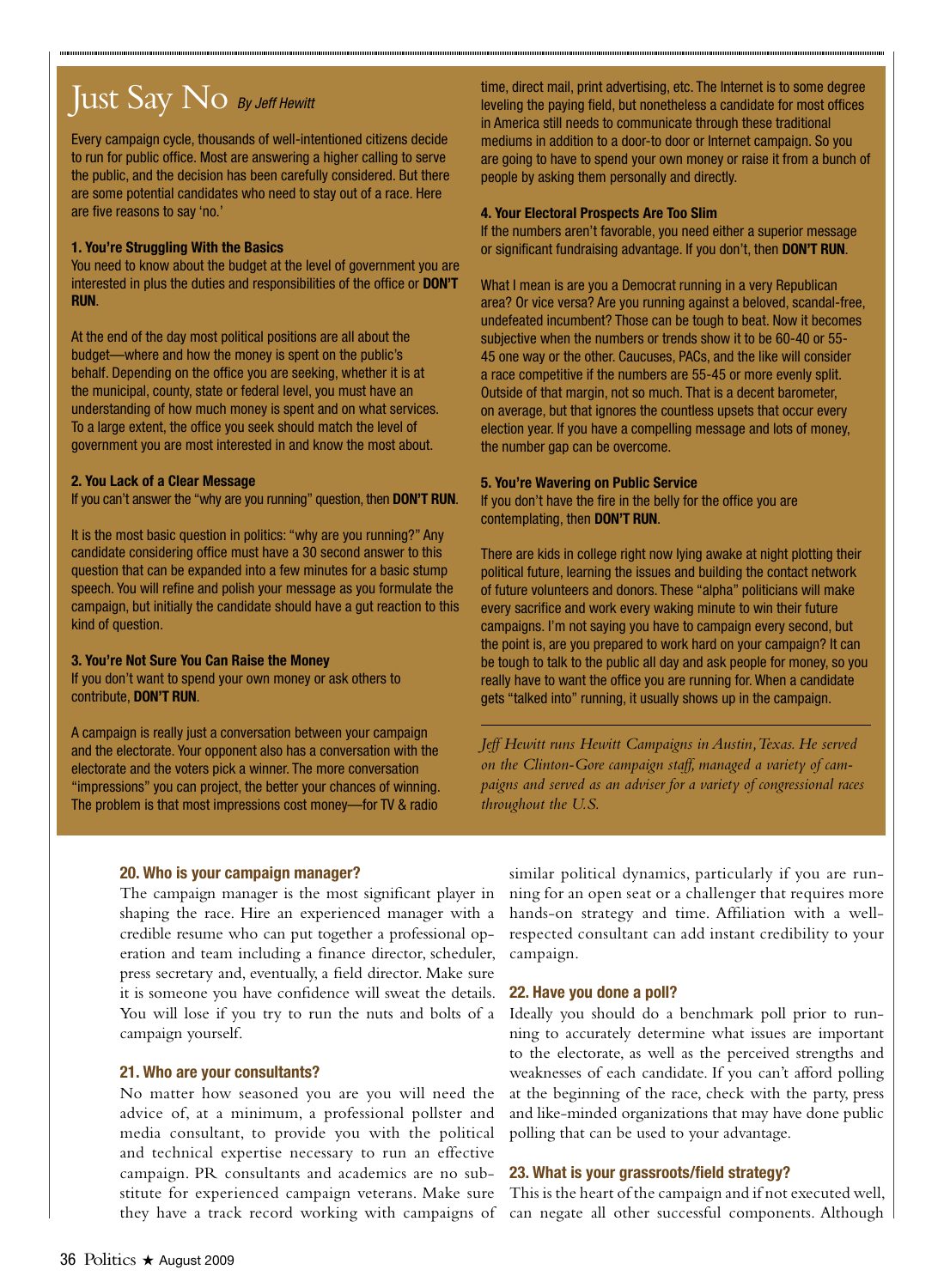# Just Say No

*By Jeff Hewitt*

Every campaign cycle, thousands of well-intentioned citizens decide to run for public office. Most are answering a higher calling to serve the public, and the decision has been carefully considered. But there are some potential candidates who need to stay out of a race. Here are five reasons to say 'no.'

**1. You're Struggling With the Basics**

You need to know about the budget at the level of government you are interested in plus the duties and responsibilities of the office or **DON'T RUN**.

At the end of the day most political positions are all about the budget—where and how the money is spent on the public's behalf. Depending on the office you are seeking, whether it is at the municipal, county, state or federal level, you must have an understanding of how much money is spent and on what services. To a large extent, the office you seek should match the level of government you are most interested in and know the most about.

**2. You Lack of a Clear Message**

If you can't answer the "why are you running" question, then **DON'T RUN**.

It is the most basic question in politics: "why are you running?" Any candidate considering office must have a 30 second answer to this question that can be expanded into a few minutes for a basic stump speech. You will refine and polish your message as you formulate the campaign, but initially the candidate should have a gut reaction to this kind of question.

**3. You're Not Sure You Can Raise the Money**

If you don't want to spend your own money or ask others to contribute, **DON'T RUN**.

A campaign is really just a conversation between your campaign and the electorate. Your opponent also has a conversation with the electorate and the voters pick a winner. The more conversation "impressions" you can project, the better your chances of winning. The problem is that most impressions cost money—for TV & radio time, direct mail, print advertising, etc. The Internet is to some degree leveling the paying field, but nonetheless a candidate for most offices in America still needs to communicate through these traditional mediums in addition to a door-to door or Internet campaign. So you are going to have to spend your own money or raise it from a bunch of people by asking them personally and directly.

**4. Your Electoral Prospects Are Too Slim**

If the numbers aren't favorable, you need either a superior message or significant fundraising advantage. If you don't, then **DON'T RUN**.

What I mean is are you a Democrat running in a very Republican area? Or vice versa? Are you running against a beloved, scandal-free, undefeated incumbent? Those can be tough to beat. Now it becomes subjective when the numbers or trends show it to be 60-40 or 55-45 one way or the other. Caucuses, PACs, and the like will consider a race competitive if the numbers are 55-45 or more evenly split. Outside of that margin, not so much. That is a decent barometer, on average, but that ignores the countless upsets that occur every election year. If you have a compelling message and lots of money, the number gap can be overcome.

**5. You're Wavering on Public Service**

If you don't have the fire in the belly for the office you are contemplating, then **DON'T RUN**.

There are kids in college right now lying awake at night plotting their political future, learning the issues and building the contact network of future volunteers and donors. These "alpha" politicians will make every sacrifice and work every waking minute to win their future campaigns. I'm not saying you have to campaign every second, but the point is, are you prepared to work hard on your campaign? It can be tough to talk to the public all day and ask people for money, so you really have to want the office you are running for. When a candidate gets "talked into" running, it usually shows up in the campaign.

*Jeff Hewitt runs Hewitt Campaigns in Austin, Texas. He served on the Clinton-Gore campaign staff, managed a variety of campaigns and served as an adviser for a variety of congressional races throughout the U.S.*

---

**20. Who is your campaign manager?**

The campaign manager is the most significant player in shaping the race. Hire an experienced manager with a credible resume who can put together a professional operation and team including a finance director, scheduler, press secretary and, eventually, a field director. Make sure it is someone you have confidence will sweat the details. You will lose if you try to run the nuts and bolts of a campaign yourself.

**21. Who are your consultants?**

No matter how seasoned you are you will need the advice of, at a minimum, a professional pollster and media consultant, to provide you with the political and technical expertise necessary to run an effective campaign. PR consultants and academics are no substitute for experienced campaign veterans. Make sure they have a track record working with campaigns of similar political dynamics, particularly if you are running for an open seat or a challenger that requires more hands-on strategy and time. Affiliation with a well-respected consultant can add instant credibility to your campaign.

**22. Have you done a poll?**

Ideally you should do a benchmark poll prior to running to accurately determine what issues are important to the electorate, as well as the perceived strengths and weaknesses of each candidate. If you can't afford polling at the beginning of the race, check with the party, press and like-minded organizations that may have done public polling that can be used to your advantage.

**23. What is your grassroots/field strategy?**

This is the heart of the campaign and if not executed well, can negate all other successful components. Although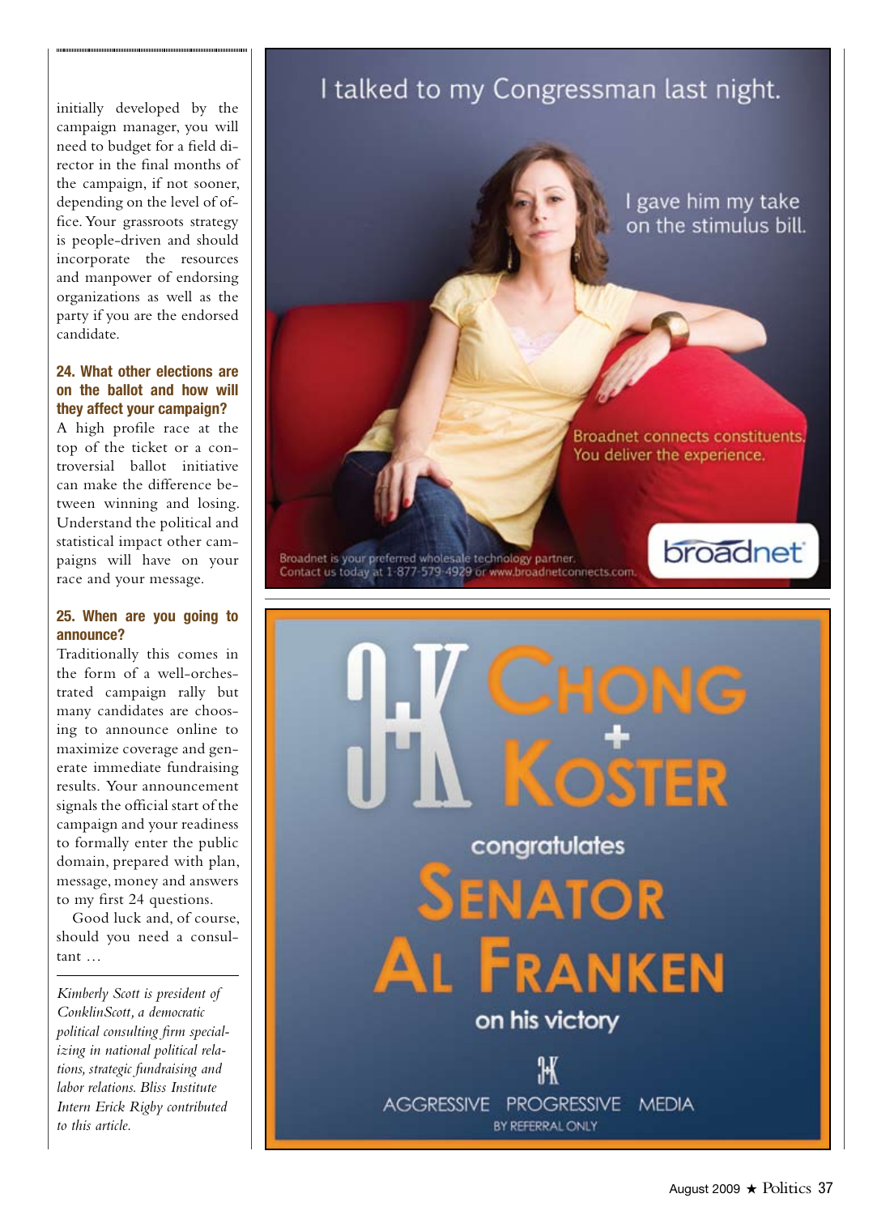initially developed by the campaign manager, you will need to budget for a field director in the final months of the campaign, if not sooner, depending on the level of office. Your grassroots strategy is people-driven and should incorporate the resources and manpower of endorsing organizations as well as the party if you are the endorsed candidate.

### 24. What other elections are on the ballot and how will they affect your campaign?

A high profile race at the top of the ticket or a controversial ballot initiative can make the difference between winning and losing. Understand the political and statistical impact other campaigns will have on your race and your message.

### 25. When are you going to announce?

Traditionally this comes in the form of a well-orchestrated campaign rally but many candidates are choosing to announce online to maximize coverage and generate immediate fundraising results. Your announcement signals the official start of the campaign and your readiness to formally enter the public domain, prepared with plan, message, money and answers to my first 24 questions.

Good luck and, of course, should you need a consultant …

---

*Kimberly Scott is president of ConklinScott, a democratic political consulting firm specializing in national political relations, strategic fundraising and labor relations. Bliss Institute Intern Erick Rigby contributed to this article.*

I talked to my Congressman last night.

I gave him my take on the stimulus bill.

Broadnet connects constituents. You deliver the experience.

Broadnet is your preferred wholesale technology partner. Contact us today at 1-877-579-4929 or www.broadnetconnects.com.

broadnet

CHONG + KOSTER

congratulates

SENATOR AL FRANKEN

on his victory

AGGRESSIVE PROGRESSIVE MEDIA

BY REFERRAL ONLY